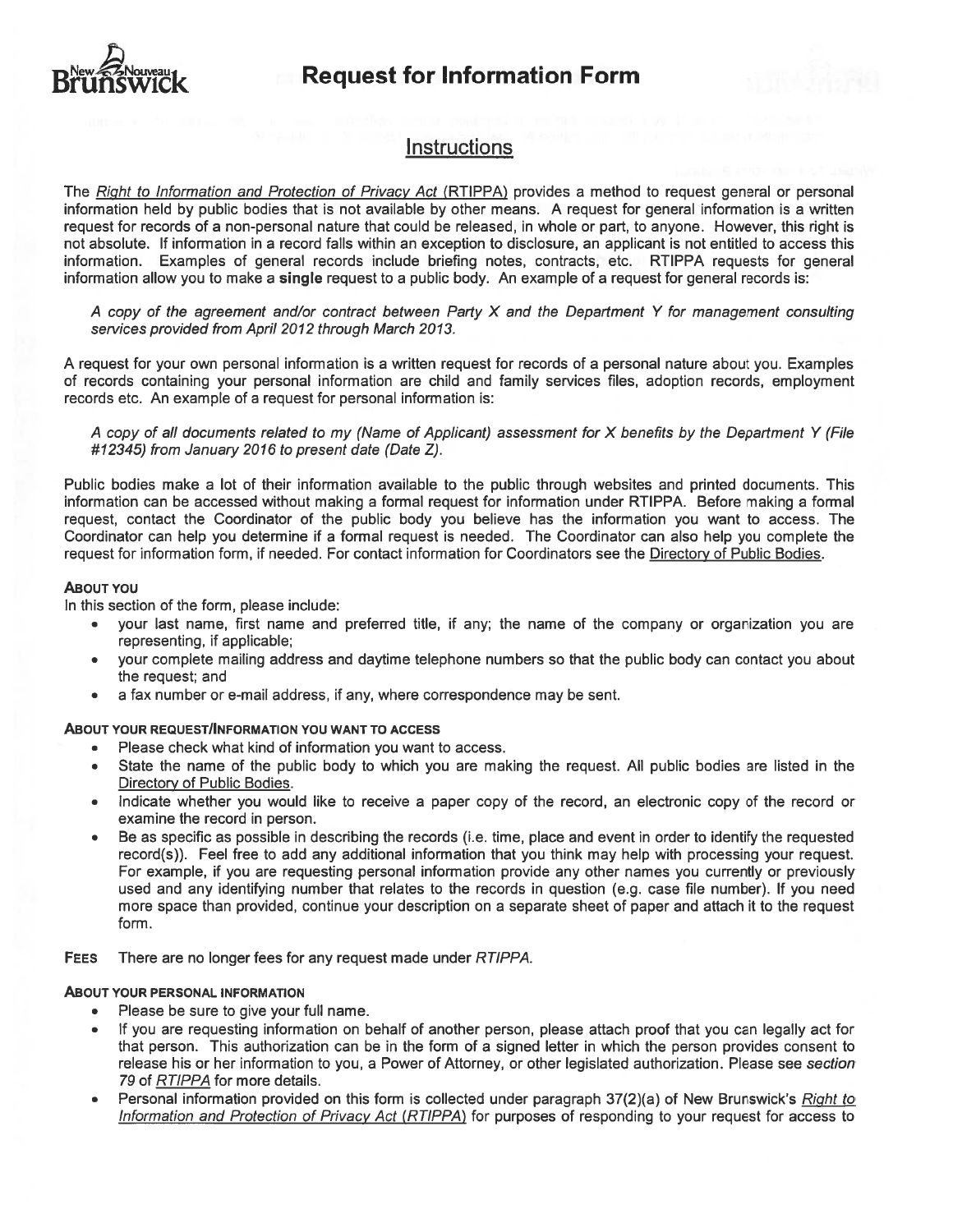# Request for Information Form

## Instructions

The *Right to Information and Protection of Privacy Act* (RTIPPA) provides a method to request general or personal information held by public bodies that is not available by other means. A request for general information is a written request for records of a non-personal nature that could be released, in whole or part, to anyone. However, this right is not absolute. If information in a record falls within an exception to disclosure, an applicant is not entitled to access this information. Examples of general records include briefing notes, contracts, etc. RTIPPA requests for general information allow you to make a **single** request to a public body. An example of a request for general records is:

*A copy of the agreement and/or contract between Party X and the Department Y for management consulting services provided from April 2012 through March 2013.*

A request for your own personal information is a written request for records of a personal nature about you. Examples of records containing your personal information are child and family services files, adoption records, employment records etc. An example of a request for personal information is:

*A copy of all documents related to my (Name of Applicant) assessment for X benefits by the Department Y (File #12345) from January 2016 to present date (Date Z).*

Public bodies make a lot of their information available to the public through websites and printed documents. This information can be accessed without making a formal request for information under RTIPPA. Before making a formal request, contact the Coordinator of the public body you believe has the information you want to access. The Coordinator can help you determine if a formal request is needed. The Coordinator can also help you complete the request for information form, if needed. For contact information for Coordinators see the Directory of Public Bodies.

**ABOUT YOU**

In this section of the form, please include:

- your last name, first name and preferred title, if any; the name of the company or organization you are representing, if applicable;
- your complete mailing address and daytime telephone numbers so that the public body can contact you about the request; and
- a fax number or e-mail address, if any, where correspondence may be sent.

**ABOUT YOUR REQUEST/INFORMATION YOU WANT TO ACCESS**

- Please check what kind of information you want to access.
- State the name of the public body to which you are making the request. All public bodies are listed in the Directory of Public Bodies.
- Indicate whether you would like to receive a paper copy of the record, an electronic copy of the record or examine the record in person.
- Be as specific as possible in describing the records (i.e. time, place and event in order to identify the requested record(s)). Feel free to add any additional information that you think may help with processing your request. For example, if you are requesting personal information provide any other names you currently or previously used and any identifying number that relates to the records in question (e.g. case file number). If you need more space than provided, continue your description on a separate sheet of paper and attach it to the request form.

**FEES** There are no longer fees for any request made under *RTIPPA.*

**ABOUT YOUR PERSONAL INFORMATION**

- Please be sure to give your full name.
- If you are requesting information on behalf of another person, please attach proof that you can legally act for that person. This authorization can be in the form of a signed letter in which the person provides consent to release his or her information to you, a Power of Attorney, or other legislated authorization. Please see *section 79* of *RTIPPA* for more details.
- Personal information provided on this form is collected under paragraph 37(2)(a) of New Brunswick's *Right to Information and Protection of Privacy Act (RTIPPA)* for purposes of responding to your request for access to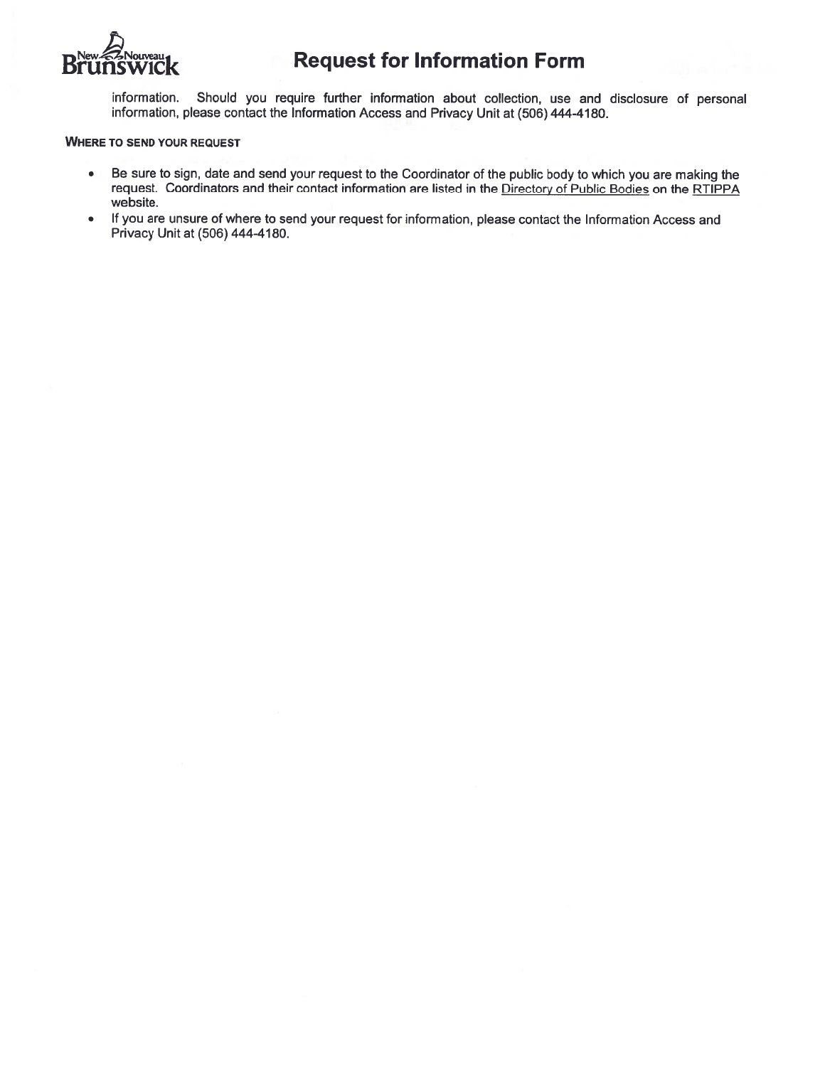information. Should you require further information about collection, use and disclosure of personal information, please contact the Information Access and Privacy Unit at (506) 444-4180.

**WHERE TO SEND YOUR REQUEST**

- Be sure to sign, date and send your request to the Coordinator of the public body to which you are making the request. Coordinators and their contact information are listed in the Directory of Public Bodies on the RTIPPA website.
- If you are unsure of where to send your request for information, please contact the Information Access and Privacy Unit at (506) 444-4180.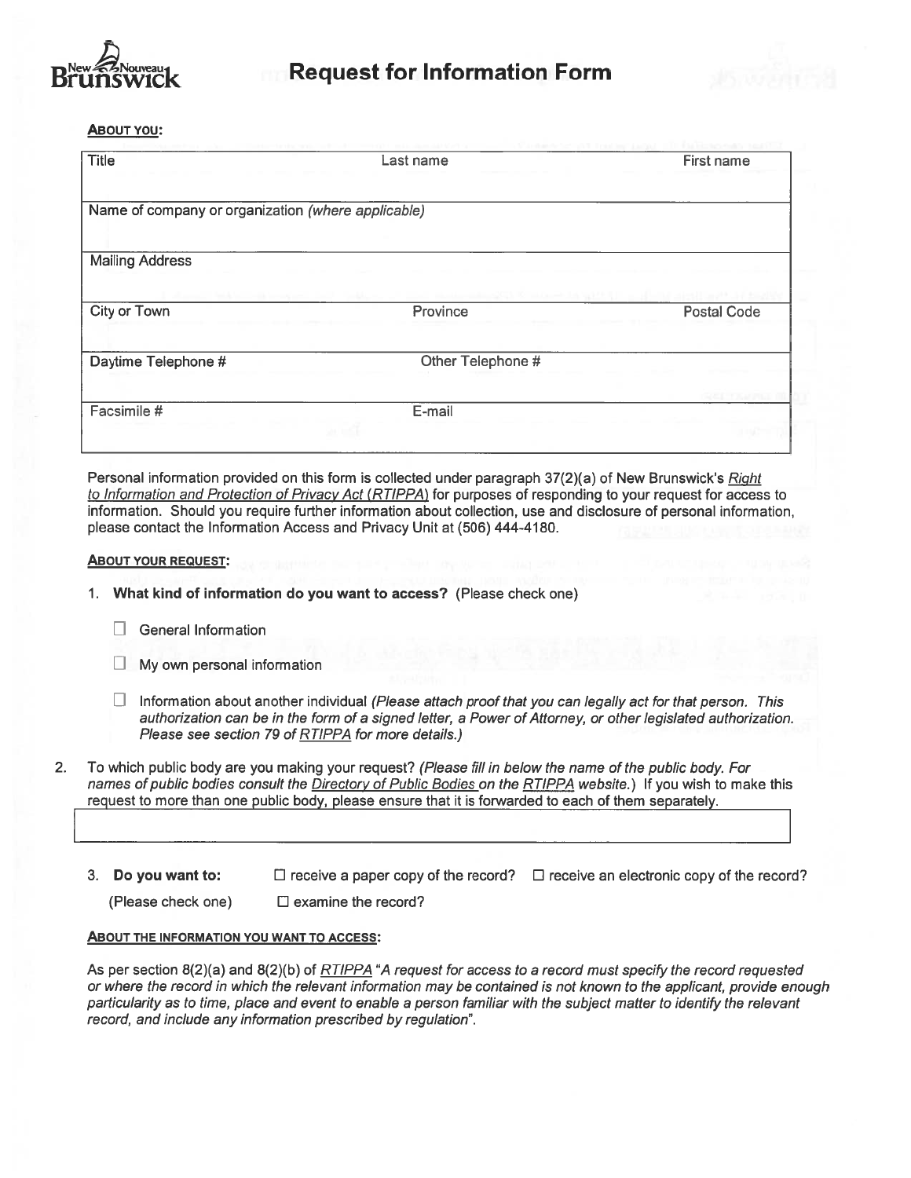# Request for Information Form

**ABOUT YOU:**

| Title | Last name | First name |
|---|---|---|
| | | |
| Name of company or organization *(where applicable)* | | |
| | | |
| Mailing Address | | |
| | | |
| City or Town | Province | Postal Code |
| | | |
| Daytime Telephone # | Other Telephone # | |
| | | |
| Facsimile # | E-mail | |
| | | |

Personal information provided on this form is collected under paragraph 37(2)(a) of New Brunswick's *Right to Information and Protection of Privacy Act (RTIPPA)* for purposes of responding to your request for access to information. Should you require further information about collection, use and disclosure of personal information, please contact the Information Access and Privacy Unit at (506) 444-4180.

**ABOUT YOUR REQUEST:**

1. **What kind of information do you want to access?** (Please check one)

   ☐ General Information

   ☐ My own personal information

   ☐ Information about another individual *(Please attach proof that you can legally act for that person. This authorization can be in the form of a signed letter, a Power of Attorney, or other legislated authorization. Please see section 79 of RTIPPA for more details.)*

2. To which public body are you making your request? *(Please fill in below the name of the public body. For names of public bodies consult the Directory of Public Bodies on the RTIPPA website.)* If you wish to make this request to more than one public body, please ensure that it is forwarded to each of them separately.

3. **Do you want to:** ☐ receive a paper copy of the record? ☐ receive an electronic copy of the record?

   (Please check one) ☐ examine the record?

**ABOUT THE INFORMATION YOU WANT TO ACCESS:**

As per section 8(2)(a) and 8(2)(b) of *RTIPPA* "*A request for access to a record must specify the record requested or where the record in which the relevant information may be contained is not known to the applicant, provide enough particularity as to time, place and event to enable a person familiar with the subject matter to identify the relevant record, and include any information prescribed by regulation*".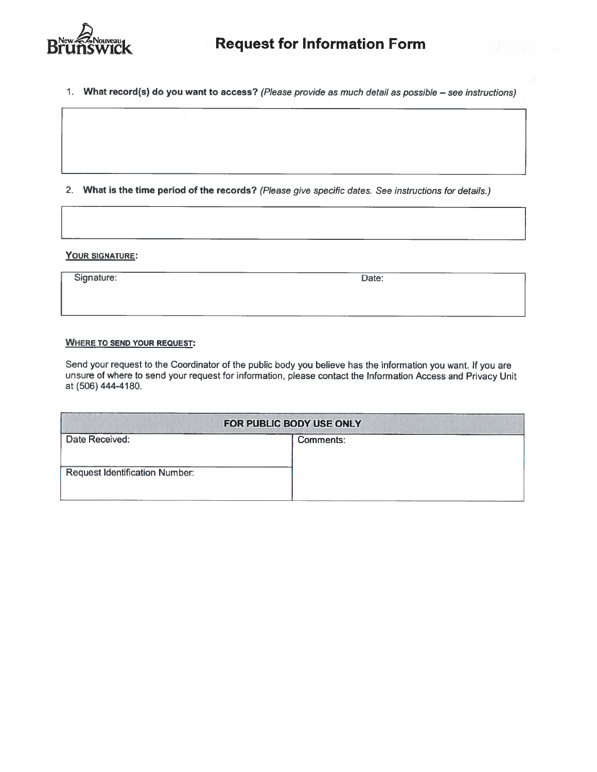New Nouveau Brunswick

# Request for Information Form

1. **What record(s) do you want to access?** *(Please provide as much detail as possible – see instructions)*

2. **What is the time period of the records?** *(Please give specific dates. See instructions for details.)*

**YOUR SIGNATURE:**

| | |
|---|---|
| Signature: | Date: |

**WHERE TO SEND YOUR REQUEST:**

Send your request to the Coordinator of the public body you believe has the information you want. If you are unsure of where to send your request for information, please contact the Information Access and Privacy Unit at (506) 444-4180.

| FOR PUBLIC BODY USE ONLY | |
|---|---|
| Date Received: | Comments: |
| Request Identification Number: | |